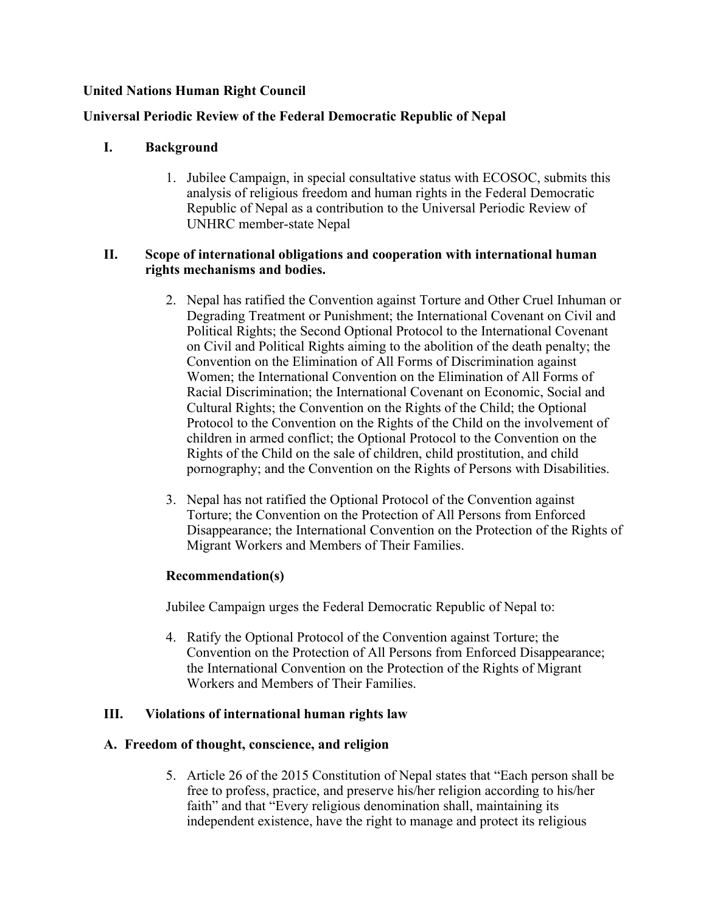**United Nations Human Right Council**

**Universal Periodic Review of the Federal Democratic Republic of Nepal**

## I. Background

1. Jubilee Campaign, in special consultative status with ECOSOC, submits this analysis of religious freedom and human rights in the Federal Democratic Republic of Nepal as a contribution to the Universal Periodic Review of UNHRC member-state Nepal

## II. Scope of international obligations and cooperation with international human rights mechanisms and bodies.

2. Nepal has ratified the Convention against Torture and Other Cruel Inhuman or Degrading Treatment or Punishment; the International Covenant on Civil and Political Rights; the Second Optional Protocol to the International Covenant on Civil and Political Rights aiming to the abolition of the death penalty; the Convention on the Elimination of All Forms of Discrimination against Women; the International Convention on the Elimination of All Forms of Racial Discrimination; the International Covenant on Economic, Social and Cultural Rights; the Convention on the Rights of the Child; the Optional Protocol to the Convention on the Rights of the Child on the involvement of children in armed conflict; the Optional Protocol to the Convention on the Rights of the Child on the sale of children, child prostitution, and child pornography; and the Convention on the Rights of Persons with Disabilities.

3. Nepal has not ratified the Optional Protocol of the Convention against Torture; the Convention on the Protection of All Persons from Enforced Disappearance; the International Convention on the Protection of the Rights of Migrant Workers and Members of Their Families.

**Recommendation(s)**

Jubilee Campaign urges the Federal Democratic Republic of Nepal to:

4. Ratify the Optional Protocol of the Convention against Torture; the Convention on the Protection of All Persons from Enforced Disappearance; the International Convention on the Protection of the Rights of Migrant Workers and Members of Their Families.

## III. Violations of international human rights law

### A. Freedom of thought, conscience, and religion

5. Article 26 of the 2015 Constitution of Nepal states that "Each person shall be free to profess, practice, and preserve his/her religion according to his/her faith" and that "Every religious denomination shall, maintaining its independent existence, have the right to manage and protect its religious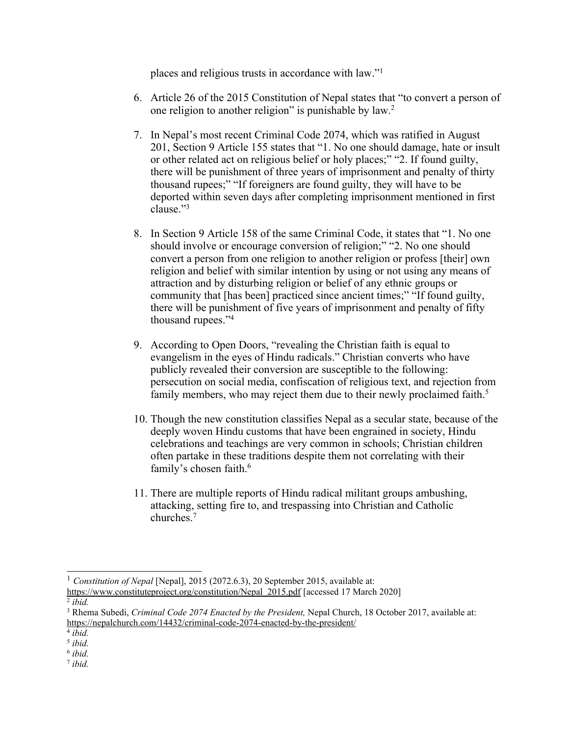places and religious trusts in accordance with law."[1]

6. Article 26 of the 2015 Constitution of Nepal states that "to convert a person of one religion to another religion" is punishable by law.[2]

7. In Nepal's most recent Criminal Code 2074, which was ratified in August 201, Section 9 Article 155 states that "1. No one should damage, hate or insult or other related act on religious belief or holy places;" "2. If found guilty, there will be punishment of three years of imprisonment and penalty of thirty thousand rupees;" "If foreigners are found guilty, they will have to be deported within seven days after completing imprisonment mentioned in first clause."[3]

8. In Section 9 Article 158 of the same Criminal Code, it states that "1. No one should involve or encourage conversion of religion;" "2. No one should convert a person from one religion to another religion or profess [their] own religion and belief with similar intention by using or not using any means of attraction and by disturbing religion or belief of any ethnic groups or community that [has been] practiced since ancient times;" "If found guilty, there will be punishment of five years of imprisonment and penalty of fifty thousand rupees."[4]

9. According to Open Doors, "revealing the Christian faith is equal to evangelism in the eyes of Hindu radicals." Christian converts who have publicly revealed their conversion are susceptible to the following: persecution on social media, confiscation of religious text, and rejection from family members, who may reject them due to their newly proclaimed faith.[5]

10. Though the new constitution classifies Nepal as a secular state, because of the deeply woven Hindu customs that have been engrained in society, Hindu celebrations and teachings are very common in schools; Christian children often partake in these traditions despite them not correlating with their family's chosen faith.[6]

11. There are multiple reports of Hindu radical militant groups ambushing, attacking, setting fire to, and trespassing into Christian and Catholic churches.[7]

---

[1] *Constitution of Nepal* [Nepal], 2015 (2072.6.3), 20 September 2015, available at: https://www.constituteproject.org/constitution/Nepal_2015.pdf [accessed 17 March 2020]

[2] *ibid.*

[3] Rhema Subedi, *Criminal Code 2074 Enacted by the President,* Nepal Church, 18 October 2017, available at: https://nepalchurch.com/14432/criminal-code-2074-enacted-by-the-president/

[4] *ibid.*

[5] *ibid.*

[6] *ibid.*

[7] *ibid.*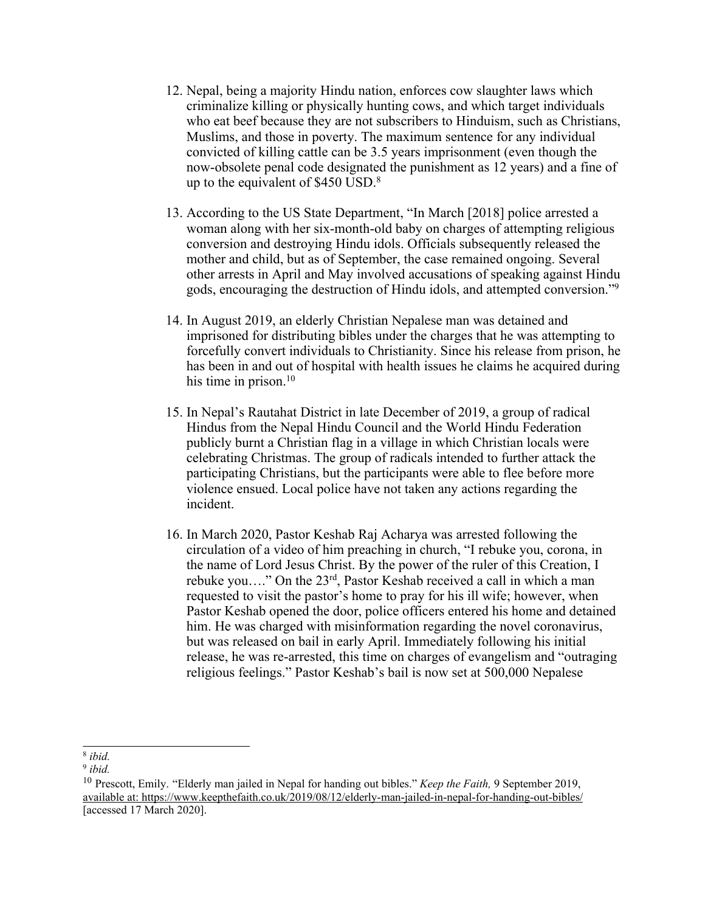12. Nepal, being a majority Hindu nation, enforces cow slaughter laws which criminalize killing or physically hunting cows, and which target individuals who eat beef because they are not subscribers to Hinduism, such as Christians, Muslims, and those in poverty. The maximum sentence for any individual convicted of killing cattle can be 3.5 years imprisonment (even though the now-obsolete penal code designated the punishment as 12 years) and a fine of up to the equivalent of $450 USD.[8]

13. According to the US State Department, "In March [2018] police arrested a woman along with her six-month-old baby on charges of attempting religious conversion and destroying Hindu idols. Officials subsequently released the mother and child, but as of September, the case remained ongoing. Several other arrests in April and May involved accusations of speaking against Hindu gods, encouraging the destruction of Hindu idols, and attempted conversion."[9]

14. In August 2019, an elderly Christian Nepalese man was detained and imprisoned for distributing bibles under the charges that he was attempting to forcefully convert individuals to Christianity. Since his release from prison, he has been in and out of hospital with health issues he claims he acquired during his time in prison.[10]

15. In Nepal's Rautahat District in late December of 2019, a group of radical Hindus from the Nepal Hindu Council and the World Hindu Federation publicly burnt a Christian flag in a village in which Christian locals were celebrating Christmas. The group of radicals intended to further attack the participating Christians, but the participants were able to flee before more violence ensued. Local police have not taken any actions regarding the incident.

16. In March 2020, Pastor Keshab Raj Acharya was arrested following the circulation of a video of him preaching in church, "I rebuke you, corona, in the name of Lord Jesus Christ. By the power of the ruler of this Creation, I rebuke you…." On the 23rd, Pastor Keshab received a call in which a man requested to visit the pastor's home to pray for his ill wife; however, when Pastor Keshab opened the door, police officers entered his home and detained him. He was charged with misinformation regarding the novel coronavirus, but was released on bail in early April. Immediately following his initial release, he was re-arrested, this time on charges of evangelism and "outraging religious feelings." Pastor Keshab's bail is now set at 500,000 Nepalese

---

[8] *ibid.*

[9] *ibid.*

[10] Prescott, Emily. "Elderly man jailed in Nepal for handing out bibles." *Keep the Faith,* 9 September 2019, available at: https://www.keepthefaith.co.uk/2019/08/12/elderly-man-jailed-in-nepal-for-handing-out-bibles/ [accessed 17 March 2020].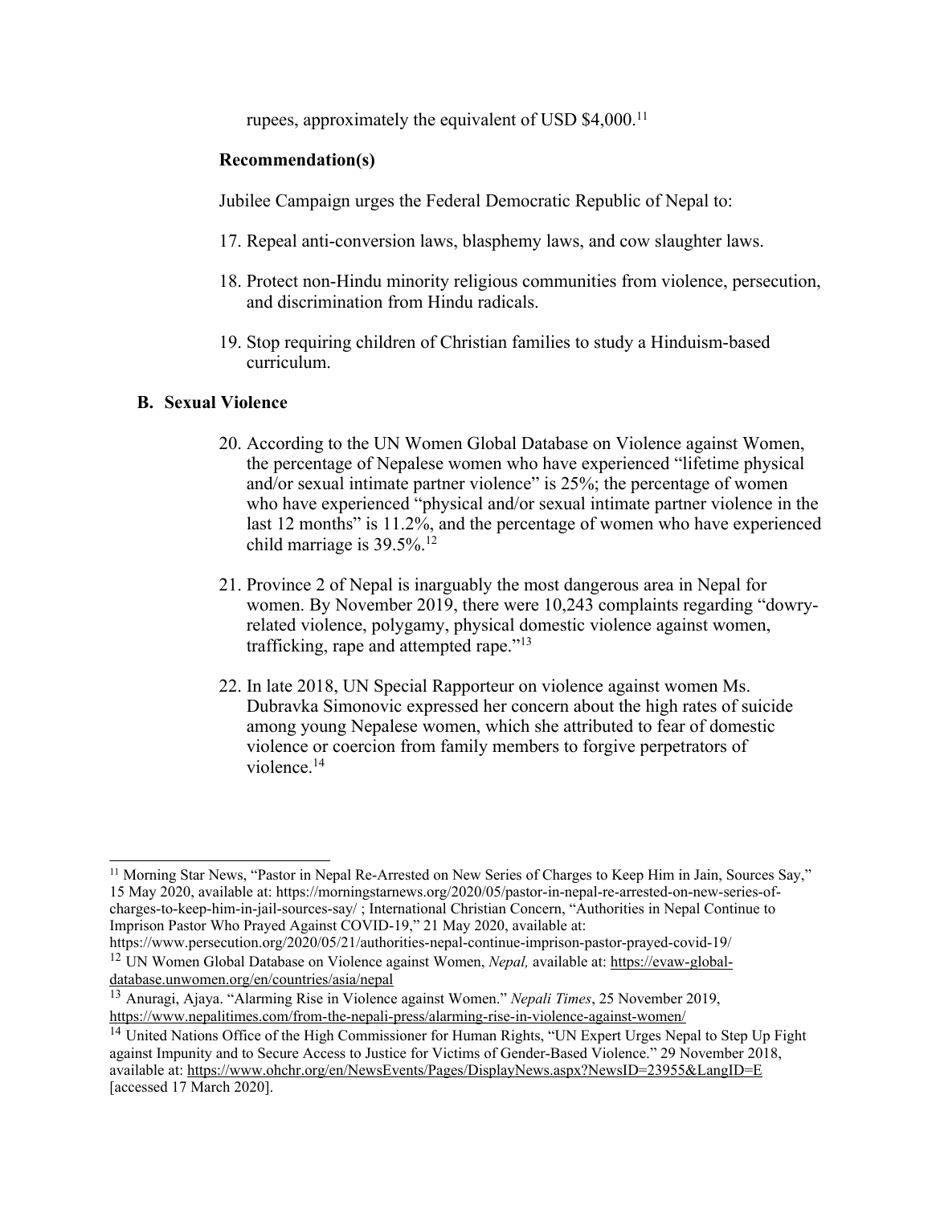rupees, approximately the equivalent of USD $4,000.[11]

**Recommendation(s)**

Jubilee Campaign urges the Federal Democratic Republic of Nepal to:

17. Repeal anti-conversion laws, blasphemy laws, and cow slaughter laws.

18. Protect non-Hindu minority religious communities from violence, persecution, and discrimination from Hindu radicals.

19. Stop requiring children of Christian families to study a Hinduism-based curriculum.

### B. Sexual Violence

20. According to the UN Women Global Database on Violence against Women, the percentage of Nepalese women who have experienced "lifetime physical and/or sexual intimate partner violence" is 25%; the percentage of women who have experienced "physical and/or sexual intimate partner violence in the last 12 months" is 11.2%, and the percentage of women who have experienced child marriage is 39.5%.[12]

21. Province 2 of Nepal is inarguably the most dangerous area in Nepal for women. By November 2019, there were 10,243 complaints regarding "dowry-related violence, polygamy, physical domestic violence against women, trafficking, rape and attempted rape."[13]

22. In late 2018, UN Special Rapporteur on violence against women Ms. Dubravka Simonovic expressed her concern about the high rates of suicide among young Nepalese women, which she attributed to fear of domestic violence or coercion from family members to forgive perpetrators of violence.[14]

---

[11] Morning Star News, "Pastor in Nepal Re-Arrested on New Series of Charges to Keep Him in Jain, Sources Say," 15 May 2020, available at: https://morningstarnews.org/2020/05/pastor-in-nepal-re-arrested-on-new-series-of-charges-to-keep-him-in-jail-sources-say/ ; International Christian Concern, "Authorities in Nepal Continue to Imprison Pastor Who Prayed Against COVID-19," 21 May 2020, available at: https://www.persecution.org/2020/05/21/authorities-nepal-continue-imprison-pastor-prayed-covid-19/

[12] UN Women Global Database on Violence against Women, *Nepal,* available at: https://evaw-global-database.unwomen.org/en/countries/asia/nepal

[13] Anuragi, Ajaya. "Alarming Rise in Violence against Women." *Nepali Times*, 25 November 2019, https://www.nepalitimes.com/from-the-nepali-press/alarming-rise-in-violence-against-women/

[14] United Nations Office of the High Commissioner for Human Rights, "UN Expert Urges Nepal to Step Up Fight against Impunity and to Secure Access to Justice for Victims of Gender-Based Violence." 29 November 2018, available at: https://www.ohchr.org/en/NewsEvents/Pages/DisplayNews.aspx?NewsID=23955&LangID=E [accessed 17 March 2020].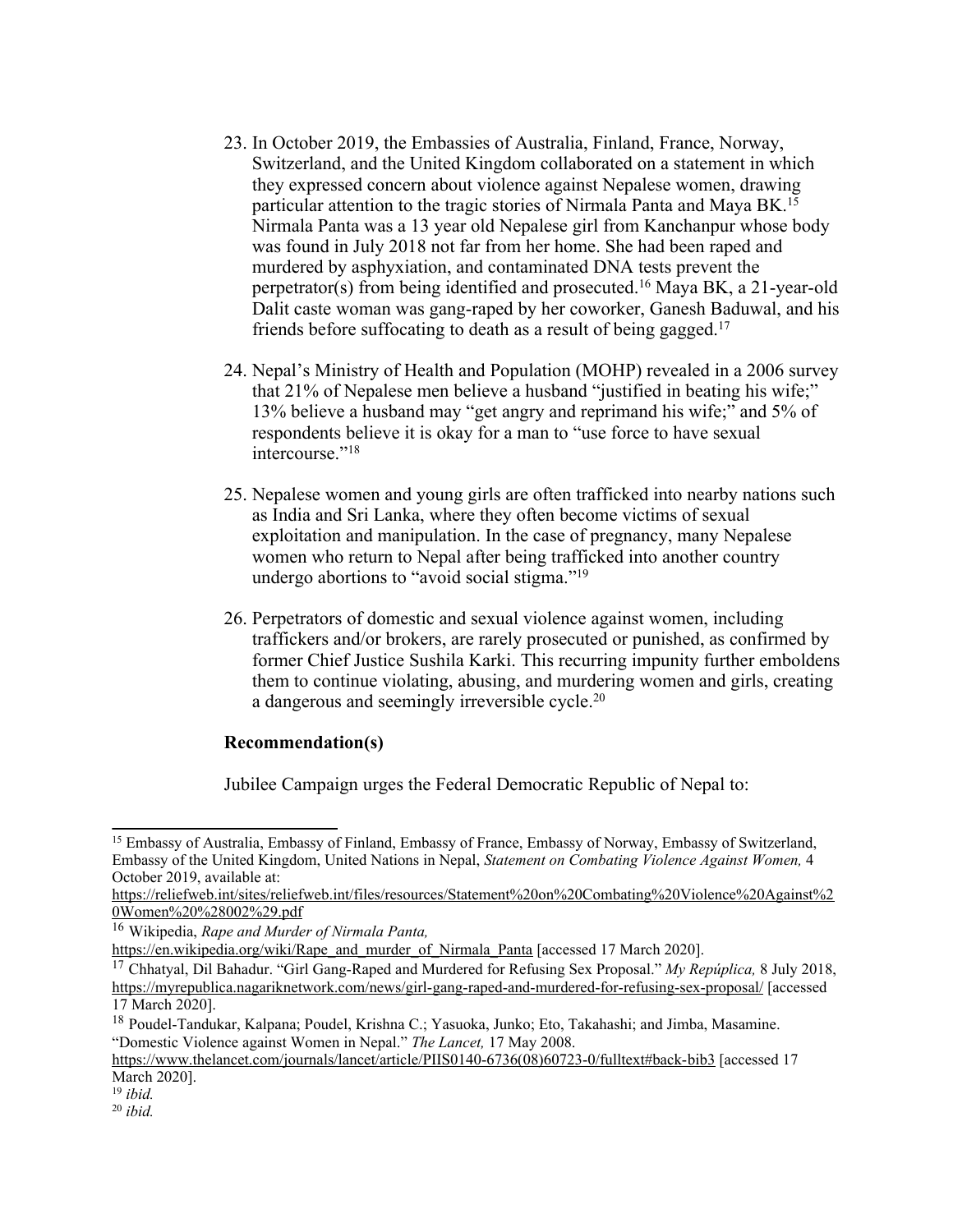23. In October 2019, the Embassies of Australia, Finland, France, Norway, Switzerland, and the United Kingdom collaborated on a statement in which they expressed concern about violence against Nepalese women, drawing particular attention to the tragic stories of Nirmala Panta and Maya BK.[15] Nirmala Panta was a 13 year old Nepalese girl from Kanchanpur whose body was found in July 2018 not far from her home. She had been raped and murdered by asphyxiation, and contaminated DNA tests prevent the perpetrator(s) from being identified and prosecuted.[16] Maya BK, a 21-year-old Dalit caste woman was gang-raped by her coworker, Ganesh Baduwal, and his friends before suffocating to death as a result of being gagged.[17]

24. Nepal's Ministry of Health and Population (MOHP) revealed in a 2006 survey that 21% of Nepalese men believe a husband "justified in beating his wife;" 13% believe a husband may "get angry and reprimand his wife;" and 5% of respondents believe it is okay for a man to "use force to have sexual intercourse."[18]

25. Nepalese women and young girls are often trafficked into nearby nations such as India and Sri Lanka, where they often become victims of sexual exploitation and manipulation. In the case of pregnancy, many Nepalese women who return to Nepal after being trafficked into another country undergo abortions to "avoid social stigma."[19]

26. Perpetrators of domestic and sexual violence against women, including traffickers and/or brokers, are rarely prosecuted or punished, as confirmed by former Chief Justice Sushila Karki. This recurring impunity further emboldens them to continue violating, abusing, and murdering women and girls, creating a dangerous and seemingly irreversible cycle.[20]

**Recommendation(s)**

Jubilee Campaign urges the Federal Democratic Republic of Nepal to:

---

[15] Embassy of Australia, Embassy of Finland, Embassy of France, Embassy of Norway, Embassy of Switzerland, Embassy of the United Kingdom, United Nations in Nepal, *Statement on Combating Violence Against Women,* 4 October 2019, available at: https://reliefweb.int/sites/reliefweb.int/files/resources/Statement%20on%20Combating%20Violence%20Against%20Women%20%28002%29.pdf

[16] Wikipedia, *Rape and Murder of Nirmala Panta,* https://en.wikipedia.org/wiki/Rape_and_murder_of_Nirmala_Panta [accessed 17 March 2020].

[17] Chhatyal, Dil Bahadur. "Girl Gang-Raped and Murdered for Refusing Sex Proposal." *My Repúplica,* 8 July 2018, https://myrepublica.nagariknetwork.com/news/girl-gang-raped-and-murdered-for-refusing-sex-proposal/ [accessed 17 March 2020].

[18] Poudel-Tandukar, Kalpana; Poudel, Krishna C.; Yasuoka, Junko; Eto, Takahashi; and Jimba, Masamine. "Domestic Violence against Women in Nepal." *The Lancet,* 17 May 2008. https://www.thelancet.com/journals/lancet/article/PIIS0140-6736(08)60723-0/fulltext#back-bib3 [accessed 17 March 2020].

[19] *ibid.*

[20] *ibid.*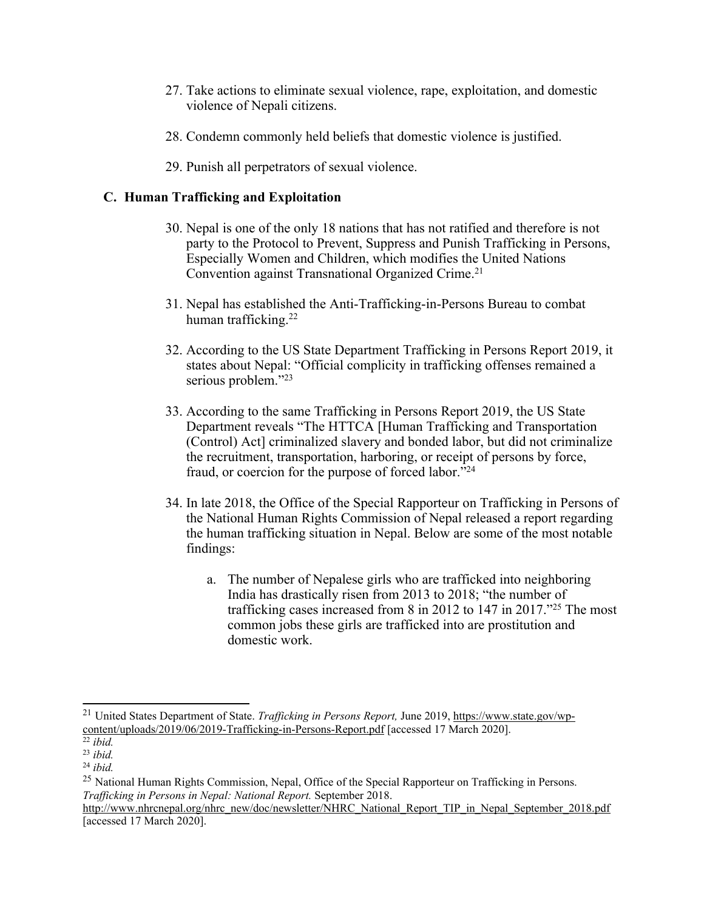27. Take actions to eliminate sexual violence, rape, exploitation, and domestic violence of Nepali citizens.

28. Condemn commonly held beliefs that domestic violence is justified.

29. Punish all perpetrators of sexual violence.

### C. Human Trafficking and Exploitation

30. Nepal is one of the only 18 nations that has not ratified and therefore is not party to the Protocol to Prevent, Suppress and Punish Trafficking in Persons, Especially Women and Children, which modifies the United Nations Convention against Transnational Organized Crime.[21]

31. Nepal has established the Anti-Trafficking-in-Persons Bureau to combat human trafficking.[22]

32. According to the US State Department Trafficking in Persons Report 2019, it states about Nepal: "Official complicity in trafficking offenses remained a serious problem."[23]

33. According to the same Trafficking in Persons Report 2019, the US State Department reveals "The HTTCA [Human Trafficking and Transportation (Control) Act] criminalized slavery and bonded labor, but did not criminalize the recruitment, transportation, harboring, or receipt of persons by force, fraud, or coercion for the purpose of forced labor."[24]

34. In late 2018, the Office of the Special Rapporteur on Trafficking in Persons of the National Human Rights Commission of Nepal released a report regarding the human trafficking situation in Nepal. Below are some of the most notable findings:

    a. The number of Nepalese girls who are trafficked into neighboring India has drastically risen from 2013 to 2018; "the number of trafficking cases increased from 8 in 2012 to 147 in 2017."[25] The most common jobs these girls are trafficked into are prostitution and domestic work.

---

[21] United States Department of State. *Trafficking in Persons Report,* June 2019, https://www.state.gov/wp-content/uploads/2019/06/2019-Trafficking-in-Persons-Report.pdf [accessed 17 March 2020].

[22] *ibid.*

[23] *ibid.*

[24] *ibid.*

[25] National Human Rights Commission, Nepal, Office of the Special Rapporteur on Trafficking in Persons. *Trafficking in Persons in Nepal: National Report.* September 2018. http://www.nhrcnepal.org/nhrc_new/doc/newsletter/NHRC_National_Report_TIP_in_Nepal_September_2018.pdf [accessed 17 March 2020].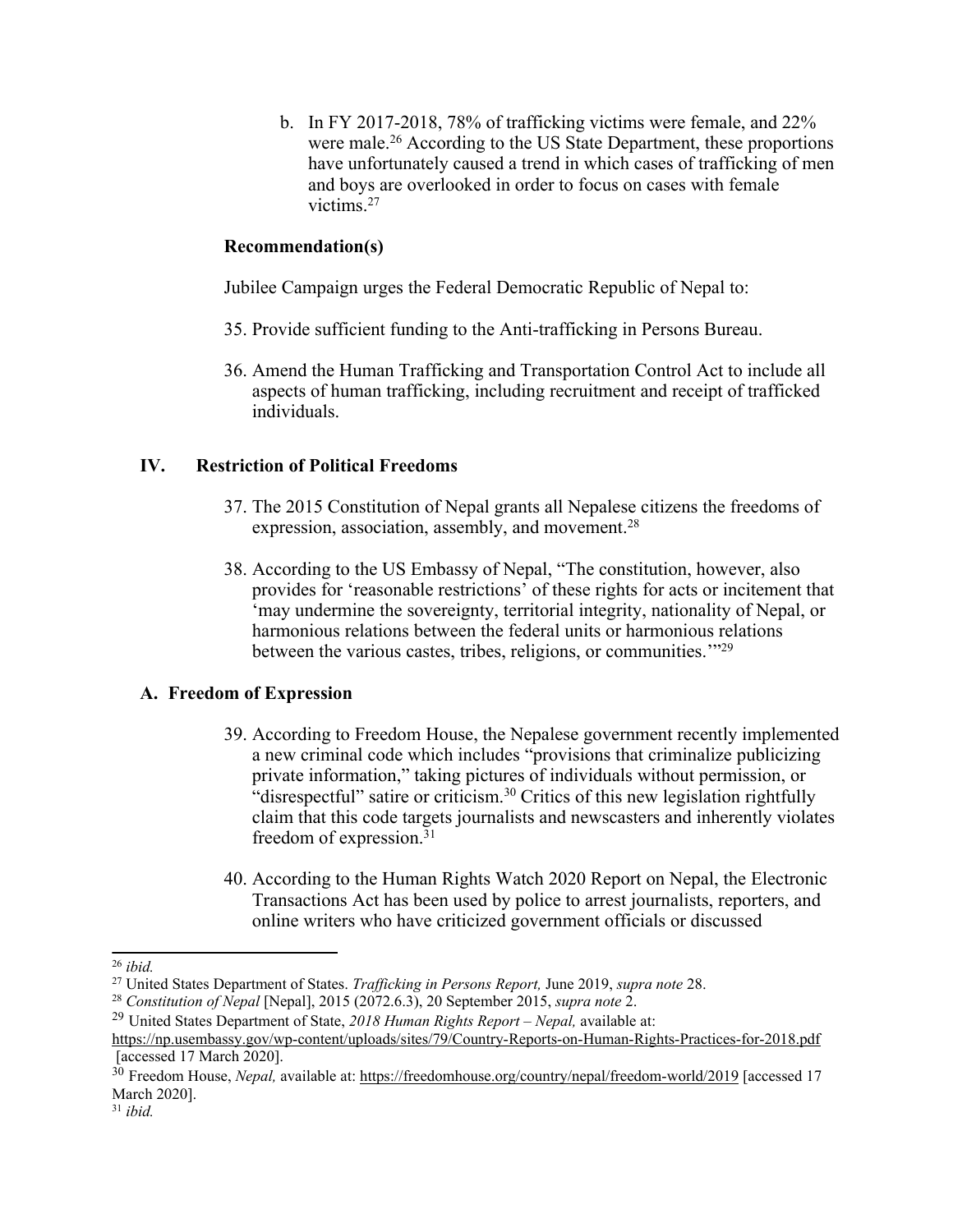b. In FY 2017-2018, 78% of trafficking victims were female, and 22% were male.[26] According to the US State Department, these proportions have unfortunately caused a trend in which cases of trafficking of men and boys are overlooked in order to focus on cases with female victims.[27]

**Recommendation(s)**

Jubilee Campaign urges the Federal Democratic Republic of Nepal to:

35. Provide sufficient funding to the Anti-trafficking in Persons Bureau.

36. Amend the Human Trafficking and Transportation Control Act to include all aspects of human trafficking, including recruitment and receipt of trafficked individuals.

## IV. Restriction of Political Freedoms

37. The 2015 Constitution of Nepal grants all Nepalese citizens the freedoms of expression, association, assembly, and movement.[28]

38. According to the US Embassy of Nepal, "The constitution, however, also provides for 'reasonable restrictions' of these rights for acts or incitement that 'may undermine the sovereignty, territorial integrity, nationality of Nepal, or harmonious relations between the federal units or harmonious relations between the various castes, tribes, religions, or communities.'"[29]

### A. Freedom of Expression

39. According to Freedom House, the Nepalese government recently implemented a new criminal code which includes "provisions that criminalize publicizing private information," taking pictures of individuals without permission, or "disrespectful" satire or criticism.[30] Critics of this new legislation rightfully claim that this code targets journalists and newscasters and inherently violates freedom of expression.[31]

40. According to the Human Rights Watch 2020 Report on Nepal, the Electronic Transactions Act has been used by police to arrest journalists, reporters, and online writers who have criticized government officials or discussed

---

[26] *ibid.*

[27] United States Department of States. *Trafficking in Persons Report,* June 2019, *supra note* 28.

[28] *Constitution of Nepal* [Nepal], 2015 (2072.6.3), 20 September 2015, *supra note* 2.

[29] United States Department of State, *2018 Human Rights Report – Nepal,* available at: https://np.usembassy.gov/wp-content/uploads/sites/79/Country-Reports-on-Human-Rights-Practices-for-2018.pdf [accessed 17 March 2020].

[30] Freedom House, *Nepal,* available at: https://freedomhouse.org/country/nepal/freedom-world/2019 [accessed 17 March 2020].

[31] *ibid.*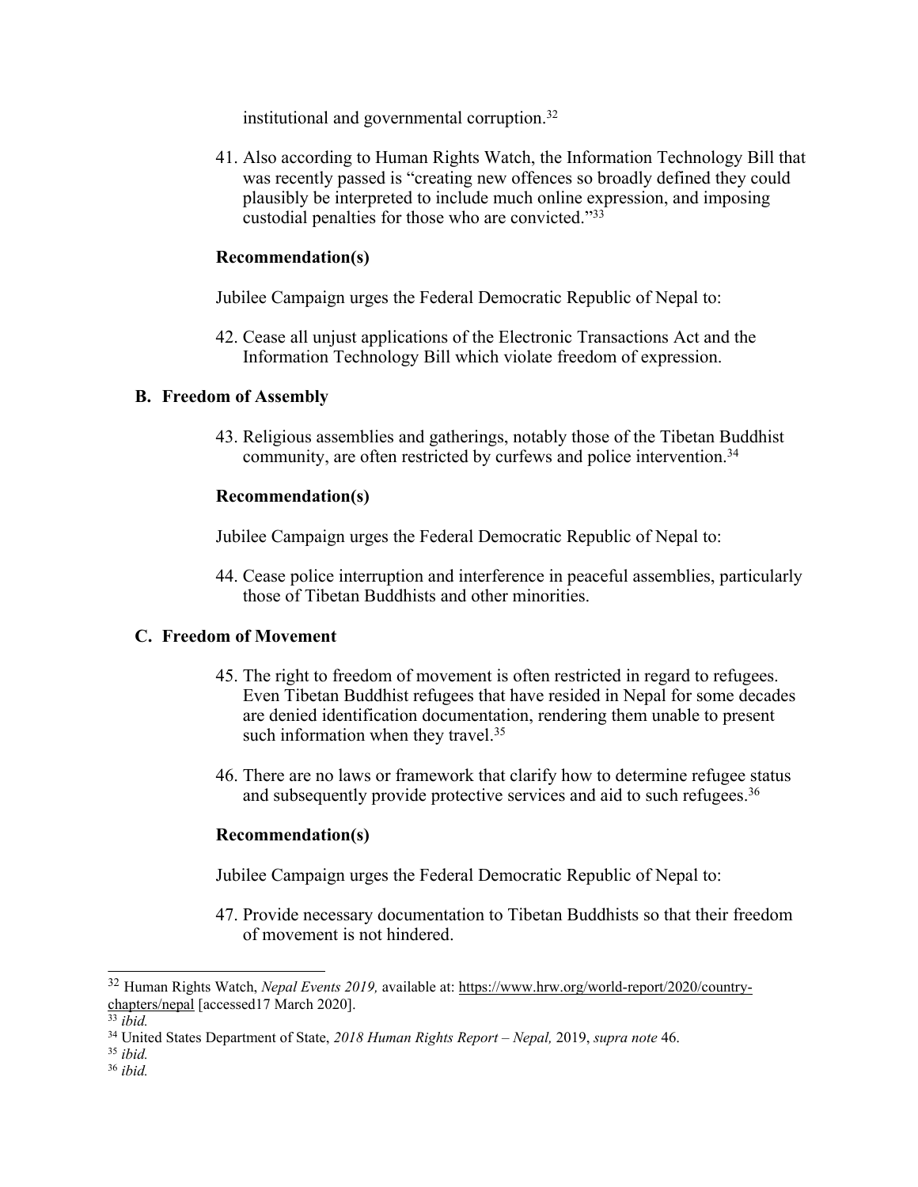institutional and governmental corruption.[32]

41. Also according to Human Rights Watch, the Information Technology Bill that was recently passed is "creating new offences so broadly defined they could plausibly be interpreted to include much online expression, and imposing custodial penalties for those who are convicted."[33]

**Recommendation(s)**

Jubilee Campaign urges the Federal Democratic Republic of Nepal to:

42. Cease all unjust applications of the Electronic Transactions Act and the Information Technology Bill which violate freedom of expression.

### B. Freedom of Assembly

43. Religious assemblies and gatherings, notably those of the Tibetan Buddhist community, are often restricted by curfews and police intervention.[34]

**Recommendation(s)**

Jubilee Campaign urges the Federal Democratic Republic of Nepal to:

44. Cease police interruption and interference in peaceful assemblies, particularly those of Tibetan Buddhists and other minorities.

### C. Freedom of Movement

45. The right to freedom of movement is often restricted in regard to refugees. Even Tibetan Buddhist refugees that have resided in Nepal for some decades are denied identification documentation, rendering them unable to present such information when they travel.[35]

46. There are no laws or framework that clarify how to determine refugee status and subsequently provide protective services and aid to such refugees.[36]

**Recommendation(s)**

Jubilee Campaign urges the Federal Democratic Republic of Nepal to:

47. Provide necessary documentation to Tibetan Buddhists so that their freedom of movement is not hindered.

---

[32] Human Rights Watch, *Nepal Events 2019,* available at: https://www.hrw.org/world-report/2020/country-chapters/nepal [accessed17 March 2020].

[33] *ibid.*

[34] United States Department of State, *2018 Human Rights Report – Nepal,* 2019, *supra note* 46.

[35] *ibid.*

[36] *ibid.*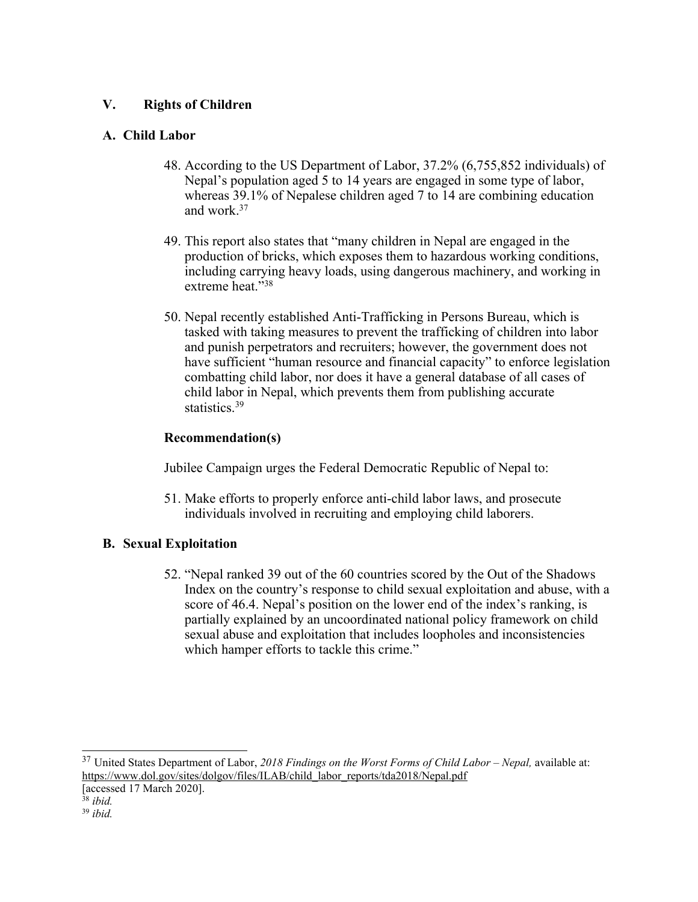## V. Rights of Children

### A. Child Labor

48. According to the US Department of Labor, 37.2% (6,755,852 individuals) of Nepal's population aged 5 to 14 years are engaged in some type of labor, whereas 39.1% of Nepalese children aged 7 to 14 are combining education and work.[37]

49. This report also states that "many children in Nepal are engaged in the production of bricks, which exposes them to hazardous working conditions, including carrying heavy loads, using dangerous machinery, and working in extreme heat."[38]

50. Nepal recently established Anti-Trafficking in Persons Bureau, which is tasked with taking measures to prevent the trafficking of children into labor and punish perpetrators and recruiters; however, the government does not have sufficient "human resource and financial capacity" to enforce legislation combatting child labor, nor does it have a general database of all cases of child labor in Nepal, which prevents them from publishing accurate statistics.[39]

**Recommendation(s)**

Jubilee Campaign urges the Federal Democratic Republic of Nepal to:

51. Make efforts to properly enforce anti-child labor laws, and prosecute individuals involved in recruiting and employing child laborers.

### B. Sexual Exploitation

52. "Nepal ranked 39 out of the 60 countries scored by the Out of the Shadows Index on the country's response to child sexual exploitation and abuse, with a score of 46.4. Nepal's position on the lower end of the index's ranking, is partially explained by an uncoordinated national policy framework on child sexual abuse and exploitation that includes loopholes and inconsistencies which hamper efforts to tackle this crime."

---

[37] United States Department of Labor, *2018 Findings on the Worst Forms of Child Labor – Nepal,* available at: https://www.dol.gov/sites/dolgov/files/ILAB/child_labor_reports/tda2018/Nepal.pdf [accessed 17 March 2020].

[38] *ibid.*

[39] *ibid.*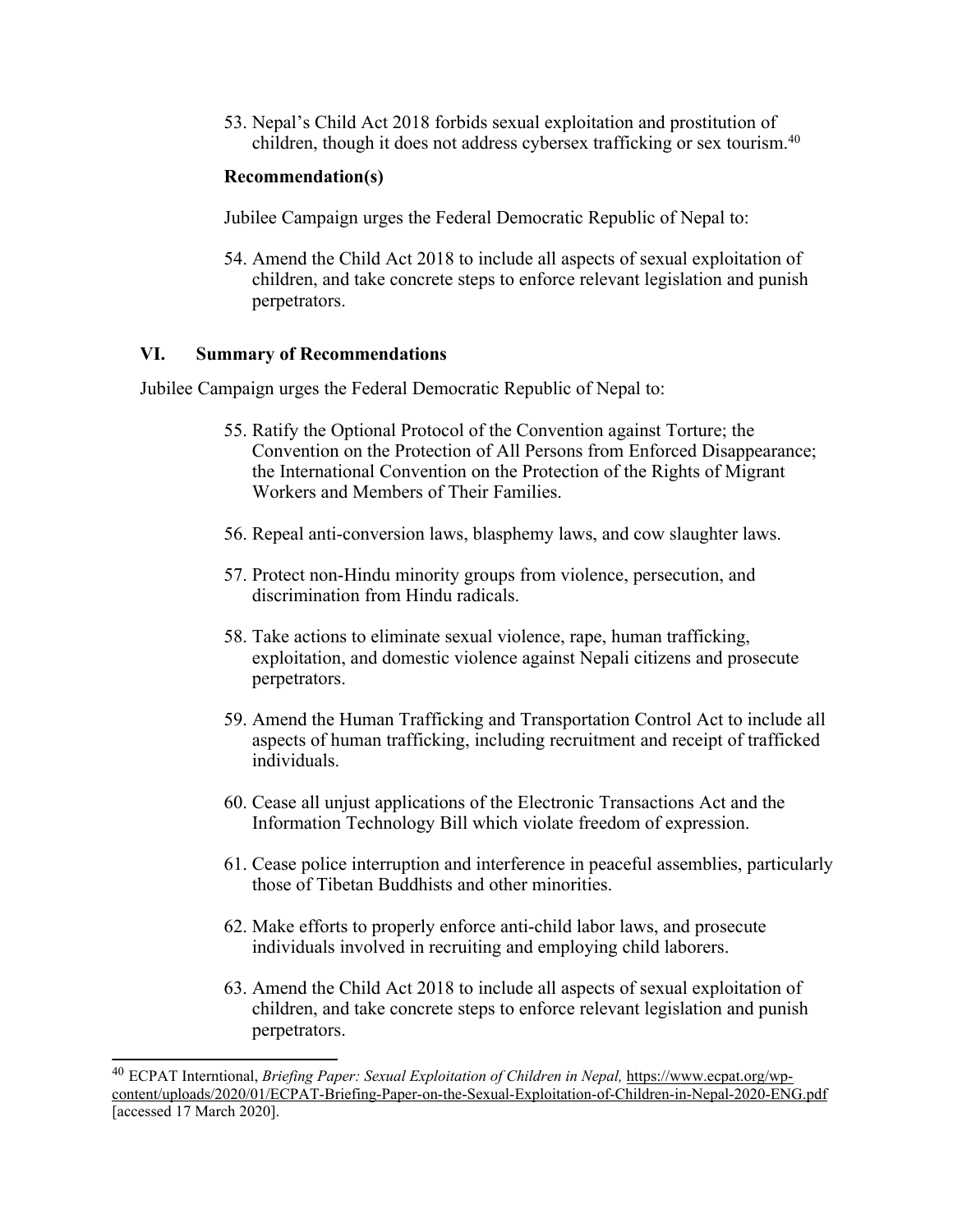53. Nepal's Child Act 2018 forbids sexual exploitation and prostitution of children, though it does not address cybersex trafficking or sex tourism.[40]

**Recommendation(s)**

Jubilee Campaign urges the Federal Democratic Republic of Nepal to:

54. Amend the Child Act 2018 to include all aspects of sexual exploitation of children, and take concrete steps to enforce relevant legislation and punish perpetrators.

## VI. Summary of Recommendations

Jubilee Campaign urges the Federal Democratic Republic of Nepal to:

55. Ratify the Optional Protocol of the Convention against Torture; the Convention on the Protection of All Persons from Enforced Disappearance; the International Convention on the Protection of the Rights of Migrant Workers and Members of Their Families.
56. Repeal anti-conversion laws, blasphemy laws, and cow slaughter laws.
57. Protect non-Hindu minority groups from violence, persecution, and discrimination from Hindu radicals.
58. Take actions to eliminate sexual violence, rape, human trafficking, exploitation, and domestic violence against Nepali citizens and prosecute perpetrators.
59. Amend the Human Trafficking and Transportation Control Act to include all aspects of human trafficking, including recruitment and receipt of trafficked individuals.
60. Cease all unjust applications of the Electronic Transactions Act and the Information Technology Bill which violate freedom of expression.
61. Cease police interruption and interference in peaceful assemblies, particularly those of Tibetan Buddhists and other minorities.
62. Make efforts to properly enforce anti-child labor laws, and prosecute individuals involved in recruiting and employing child laborers.
63. Amend the Child Act 2018 to include all aspects of sexual exploitation of children, and take concrete steps to enforce relevant legislation and punish perpetrators.

---

[40] ECPAT Interntional, *Briefing Paper: Sexual Exploitation of Children in Nepal,* https://www.ecpat.org/wp-content/uploads/2020/01/ECPAT-Briefing-Paper-on-the-Sexual-Exploitation-of-Children-in-Nepal-2020-ENG.pdf [accessed 17 March 2020].